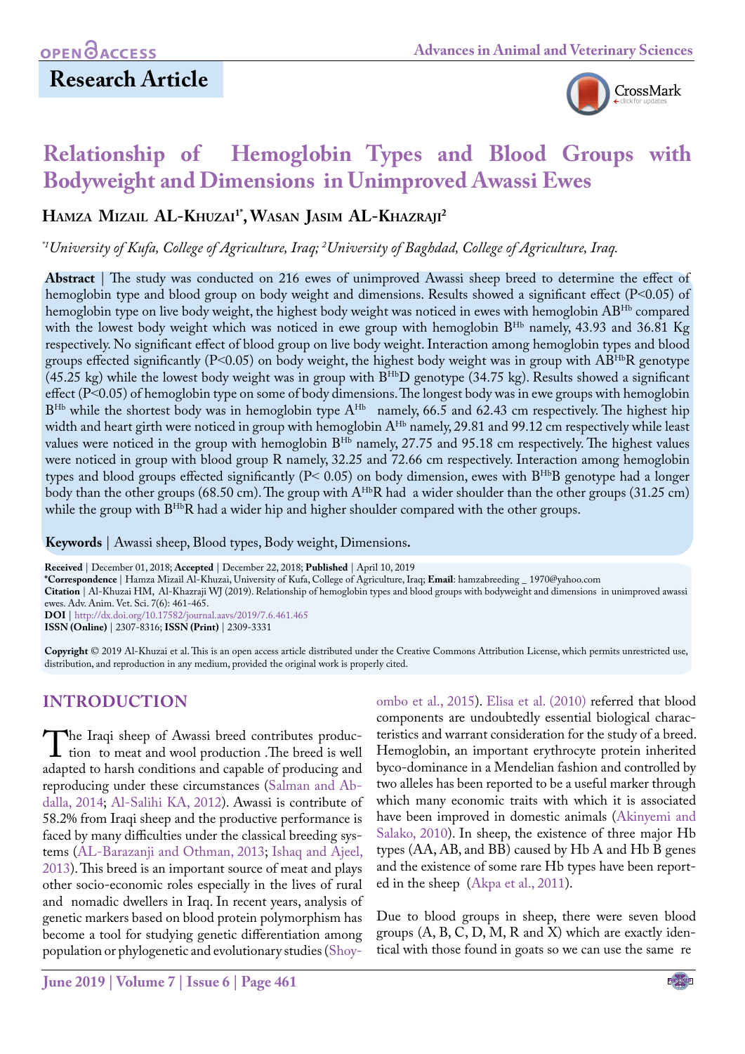**Research Article**

# Relationship of Hemoglobin Types and Blood Groups with Bodyweight and Dimensions in Unimproved Awassi Ewes

**Hamza Mizail AL-Khuzai[1*], Wasan Jasim AL-Khazraji[2]**

*[*1]University of Kufa, College of Agriculture, Iraq; [2]University of Baghdad, College of Agriculture, Iraq.*

**Abstract** | The study was conducted on 216 ewes of unimproved Awassi sheep breed to determine the effect of hemoglobin type and blood group on body weight and dimensions. Results showed a significant effect (P<0.05) of hemoglobin type on live body weight, the highest body weight was noticed in ewes with hemoglobin $AB^{Hb}$ compared with the lowest body weight which was noticed in ewe group with hemoglobin $B^{Hb}$ namely, 43.93 and 36.81 Kg respectively. No significant effect of blood group on live body weight. Interaction among hemoglobin types and blood groups effected significantly (P<0.05) on body weight, the highest body weight was in group with $AB^{Hb}R$ genotype (45.25 kg) while the lowest body weight was in group with $B^{Hb}D$ genotype (34.75 kg). Results showed a significant effect (P<0.05) of hemoglobin type on some of body dimensions. The longest body was in ewe groups with hemoglobin $B^{Hb}$ while the shortest body was in hemoglobin type $A^{Hb}$ namely, 66.5 and 62.43 cm respectively. The highest hip width and heart girth were noticed in group with hemoglobin $A^{Hb}$ namely, 29.81 and 99.12 cm respectively while least values were noticed in the group with hemoglobin $B^{Hb}$ namely, 27.75 and 95.18 cm respectively. The highest values were noticed in group with blood group R namely, 32.25 and 72.66 cm respectively. Interaction among hemoglobin types and blood groups effected significantly (P< 0.05) on body dimension, ewes with $B^{Hb}B$ genotype had a longer body than the other groups (68.50 cm). The group with $A^{Hb}R$ had a wider shoulder than the other groups (31.25 cm) while the group with $B^{Hb}R$ had a wider hip and higher shoulder compared with the other groups.

**Keywords** | Awassi sheep, Blood types, Body weight, Dimensions.

**Received** | December 01, 2018; **Accepted** | December 22, 2018; **Published** | April 10, 2019
**\*Correspondence** | Hamza Mizail Al-Khuzai, University of Kufa, College of Agriculture, Iraq; **Email**: hamzabreeding _ 1970@yahoo.com
**Citation** | Al-Khuzai HM, Al-Khazraji WJ (2019). Relationship of hemoglobin types and blood groups with bodyweight and dimensions in unimproved awassi ewes. Adv. Anim. Vet. Sci. 7(6): 461-465.
**DOI** | http://dx.doi.org/10.17582/journal.aavs/2019/7.6.461.465
**ISSN (Online)** | 2307-8316; **ISSN (Print)** | 2309-3331

**Copyright** © 2019 Al-Khuzai et al. This is an open access article distributed under the Creative Commons Attribution License, which permits unrestricted use, distribution, and reproduction in any medium, provided the original work is properly cited.

## INTRODUCTION

The Iraqi sheep of Awassi breed contributes production to meat and wool production .The breed is well adapted to harsh conditions and capable of producing and reproducing under these circumstances (Salman and Abdalla, 2014; Al-Salihi KA, 2012). Awassi is contribute of 58.2% from Iraqi sheep and the productive performance is faced by many difficulties under the classical breeding systems (AL-Barazanji and Othman, 2013; Ishaq and Ajeel, 2013). This breed is an important source of meat and plays other socio-economic roles especially in the lives of rural and nomadic dwellers in Iraq. In recent years, analysis of genetic markers based on blood protein polymorphism has become a tool for studying genetic differentiation among population or phylogenetic and evolutionary studies (Shoyombo et al., 2015). Elisa et al. (2010) referred that blood components are undoubtedly essential biological characteristics and warrant consideration for the study of a breed. Hemoglobin, an important erythrocyte protein inherited byco-dominance in a Mendelian fashion and controlled by two alleles has been reported to be a useful marker through which many economic traits with which it is associated have been improved in domestic animals (Akinyemi and Salako, 2010). In sheep, the existence of three major Hb types (AA, AB, and BB) caused by Hb A and Hb B genes and the existence of some rare Hb types have been reported in the sheep (Akpa et al., 2011).

Due to blood groups in sheep, there were seven blood groups (A, B, C, D, M, R and X) which are exactly identical with those found in goats so we can use the same re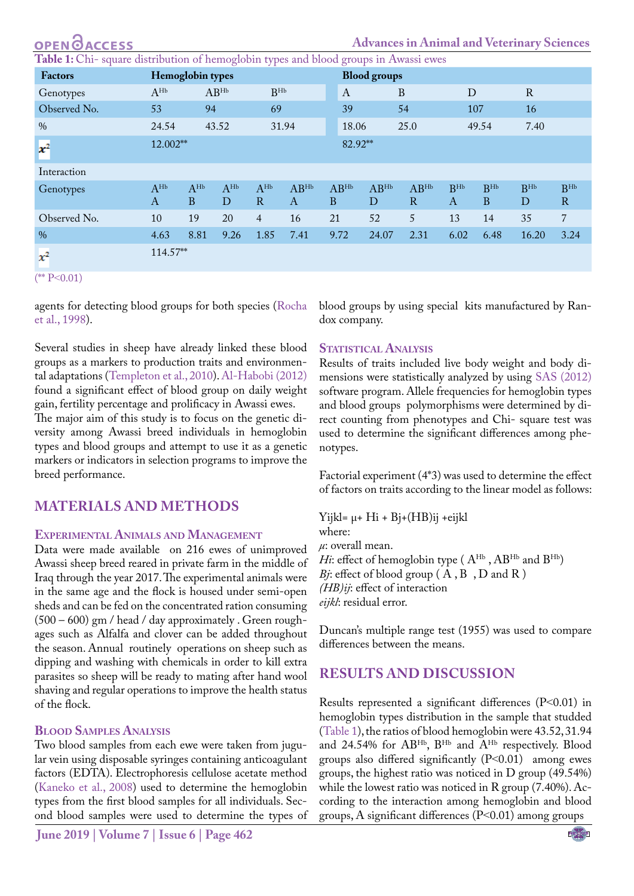**Table 1:** Chi- square distribution of hemoglobin types and blood groups in Awassi ewes

| Factors | Hemoglobin types | | | Blood groups | | | | | | | | |
|---|---|---|---|---|---|---|---|---|---|---|---|---|
| Genotypes | $A^{Hb}$ | $AB^{Hb}$ | $B^{Hb}$ | A | B | D | R | | | | | |
| Observed No. | 53 | 94 | 69 | 39 | 54 | 107 | 16 | | | | | |
| % | 24.54 | 43.52 | 31.94 | 18.06 | 25.0 | 49.54 | 7.40 | | | | | |
| $x^2$ | 12.002** | | | 82.92** | | | | | | | | |
| Interaction | | | | | | | | | | | | |
| Genotypes | $A^{Hb}$ A | $A^{Hb}$ B | $A^{Hb}$ D | $A^{Hb}$ R | $AB^{Hb}$ A | $AB^{Hb}$ B | $AB^{Hb}$ D | $AB^{Hb}$ R | $B^{Hb}$ A | $B^{Hb}$ B | $B^{Hb}$ D | $B^{Hb}$ R |
| Observed No. | 10 | 19 | 20 | 4 | 16 | 21 | 52 | 5 | 13 | 14 | 35 | 7 |
| % | 4.63 | 8.81 | 9.26 | 1.85 | 7.41 | 9.72 | 24.07 | 2.31 | 6.02 | 6.48 | 16.20 | 3.24 |
| $x^2$ | 114.57** | | | | | | | | | | | |

(** P<0.01)

agents for detecting blood groups for both species (Rocha et al., 1998).

Several studies in sheep have already linked these blood groups as a markers to production traits and environmental adaptations (Templeton et al., 2010). Al-Habobi (2012) found a significant effect of blood group on daily weight gain, fertility percentage and prolificacy in Awassi ewes. The major aim of this study is to focus on the genetic diversity among Awassi breed individuals in hemoglobin types and blood groups and attempt to use it as a genetic markers or indicators in selection programs to improve the breed performance.

## MATERIALS AND METHODS

### Experimental Animals and Management

Data were made available on 216 ewes of unimproved Awassi sheep breed reared in private farm in the middle of Iraq through the year 2017. The experimental animals were in the same age and the flock is housed under semi-open sheds and can be fed on the concentrated ration consuming (500 – 600) gm / head / day approximately . Green roughages such as Alfalfa and clover can be added throughout the season. Annual routinely operations on sheep such as dipping and washing with chemicals in order to kill extra parasites so sheep will be ready to mating after hand wool shaving and regular operations to improve the health status of the flock.

### Blood Samples Analysis

Two blood samples from each ewe were taken from jugular vein using disposable syringes containing anticoagulant factors (EDTA). Electrophoresis cellulose acetate method (Kaneko et al., 2008) used to determine the hemoglobin types from the first blood samples for all individuals. Second blood samples were used to determine the types of blood groups by using special kits manufactured by Randox company.

### Statistical Analysis

Results of traits included live body weight and body dimensions were statistically analyzed by using SAS (2012) software program. Allele frequencies for hemoglobin types and blood groups polymorphisms were determined by direct counting from phenotypes and Chi- square test was used to determine the significant differences among phenotypes.

Factorial experiment (4*3) was used to determine the effect of factors on traits according to the linear model as follows:

$$Y_{ijkl} = \mu + H_i + B_j + (HB)_{ij} + e_{ijkl}$$

where:

*μ*: overall mean.

*Hi*: effect of hemoglobin type ( $A^{Hb}$ , $AB^{Hb}$ and $B^{Hb}$)

*Bj*: effect of blood group ( A , B , D and R )

*(HB)ij*: effect of interaction

*eijkl*: residual error.

Duncan's multiple range test (1955) was used to compare differences between the means.

## RESULTS AND DISCUSSION

Results represented a significant differences (P<0.01) in hemoglobin types distribution in the sample that studded (Table 1), the ratios of blood hemoglobin were 43.52, 31.94 and 24.54% for $AB^{Hb}$, $B^{Hb}$ and $A^{Hb}$ respectively. Blood groups also differed significantly (P<0.01) among ewes groups, the highest ratio was noticed in D group (49.54%) while the lowest ratio was noticed in R group (7.40%). According to the interaction among hemoglobin and blood groups, A significant differences (P<0.01) among groups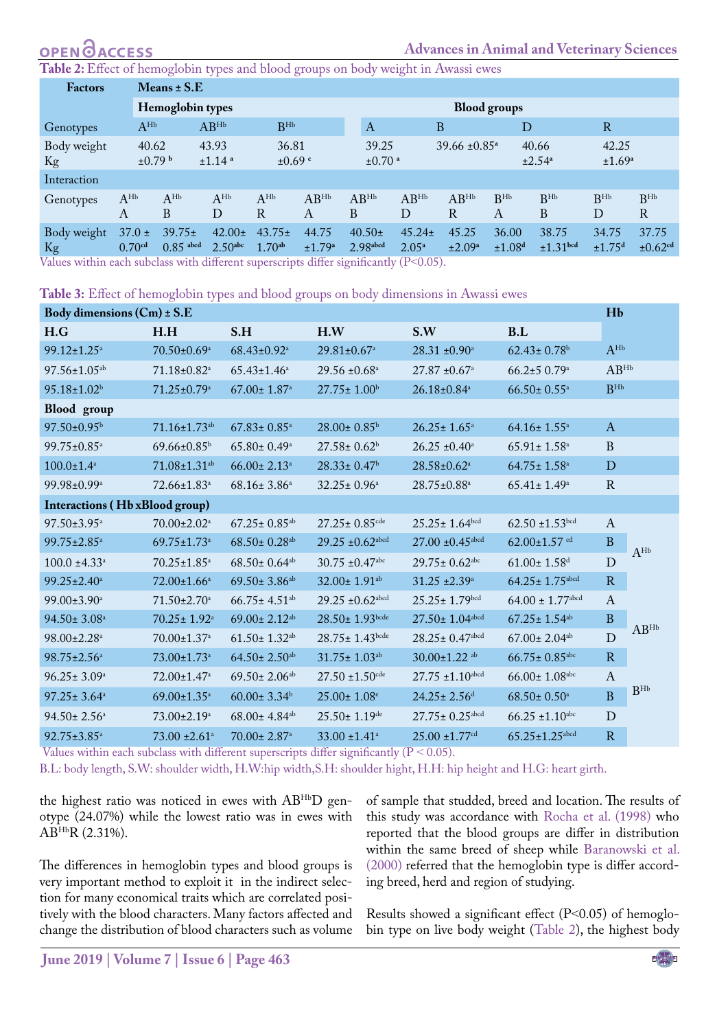**Table 2:** Effect of hemoglobin types and blood groups on body weight in Awassi ewes

| Factors | Means ± S.E | | | | | | |
|---|---|---|---|---|---|---|---|
| | Hemoglobin types | | | Blood groups | | | |
| Genotypes | $A^{Hb}$ | $AB^{Hb}$ | $B^{Hb}$ | A | B | D | R |
| Body weight Kg | 40.62 ±0.79 $^{b}$ | 43.93 ±1.14 $^{a}$ | 36.81 ±0.69 $^{c}$ | 39.25 ±0.70 $^{a}$ | 39.66 ±0.85$^{a}$ | 40.66 ±2.54$^{a}$ | 42.25 ±1.69$^{a}$ |

| Interaction | | | | | | | | | | | | |
|---|---|---|---|---|---|---|---|---|---|---|---|---|
| Genotypes | $A^{Hb}$ A | $A^{Hb}$ B | $A^{Hb}$ D | $A^{Hb}$ R | $AB^{Hb}$ A | $AB^{Hb}$ B | $AB^{Hb}$ D | $AB^{Hb}$ R | $B^{Hb}$ A | $B^{Hb}$ B | $B^{Hb}$ D | $B^{Hb}$ R |
| Body weight Kg | 37.0 ± 0.70$^{cd}$ | 39.75± 0.85 $^{abcd}$ | 42.00± 2.50$^{abc}$ | 43.75± 1.70$^{ab}$ | 44.75 ±1.79$^{a}$ | 40.50± 2.98$^{abcd}$ | 45.24± 2.05$^{a}$ | 45.25 ±2.09$^{a}$ | 36.00 ±1.08$^{d}$ | 38.75 ±1.31$^{bcd}$ | 34.75 ±1.75$^{d}$ | 37.75 ±0.62$^{cd}$ |

Values within each subclass with different superscripts differ significantly (P<0.05).

**Table 3:** Effect of hemoglobin types and blood groups on body dimensions in Awassi ewes

| Body dimensions (Cm) ± S.E | | | | | | Hb |
|---|---|---|---|---|---|---|
| H.G | H.H | S.H | H.W | S.W | B.L | |
| 99.12±1.25$^{a}$ | 70.50±0.69$^{a}$ | 68.43±0.92$^{a}$ | 29.81±0.67$^{a}$ | 28.31 ±0.90$^{a}$ | 62.43± 0.78$^{b}$ | $A^{Hb}$ |
| 97.56±1.05$^{ab}$ | 71.18±0.82$^{a}$ | 65.43±1.46$^{a}$ | 29.56 ±0.68$^{a}$ | 27.87 ±0.67$^{a}$ | 66.2±5 0.79$^{a}$ | $AB^{Hb}$ |
| 95.18±1.02$^{b}$ | 71.25±0.79$^{a}$ | 67.00± 1.87$^{a}$ | 27.75± 1.00$^{b}$ | 26.18±0.84$^{a}$ | 66.50± 0.55$^{a}$ | $B^{Hb}$ |
| **Blood group** | | | | | | |
| 97.50±0.95$^{b}$ | 71.16±1.73$^{ab}$ | 67.83± 0.85$^{a}$ | 28.00± 0.85$^{b}$ | 26.25± 1.65$^{a}$ | 64.16± 1.55$^{a}$ | A |
| 99.75±0.85$^{a}$ | 69.66±0.85$^{b}$ | 65.80± 0.49$^{a}$ | 27.58± 0.62$^{b}$ | 26.25 ±0.40$^{a}$ | 65.91± 1.58$^{a}$ | B |
| 100.0±1.4$^{a}$ | 71.08±1.31$^{ab}$ | 66.00± 2.13$^{a}$ | 28.33± 0.47$^{b}$ | 28.58±0.62$^{a}$ | 64.75± 1.58$^{a}$ | D |
| 99.98±0.99$^{a}$ | 72.66±1.83$^{a}$ | 68.16± 3.86$^{a}$ | 32.25± 0.96$^{a}$ | 28.75±0.88$^{a}$ | 65.41± 1.49$^{a}$ | R |
| **Interactions ( Hb xBlood group)** | | | | | | |
| 97.50±3.95$^{a}$ | 70.00±2.02$^{a}$ | 67.25± 0.85$^{ab}$ | 27.25± 0.85$^{cde}$ | 25.25± 1.64$^{bcd}$ | 62.50 ±1.53$^{bcd}$ | A $A^{Hb}$ |
| 99.75±2.85$^{a}$ | 69.75±1.73$^{a}$ | 68.50± 0.28$^{ab}$ | 29.25 ±0.62$^{abcd}$ | 27.00 ±0.45$^{abcd}$ | 62.00±1.57 $^{cd}$ | B $A^{Hb}$ |
| 100.0 ±4.33$^{a}$ | 70.25±1.85$^{a}$ | 68.50± 0.64$^{ab}$ | 30.75 ±0.47$^{abc}$ | 29.75± 0.62$^{abc}$ | 61.00± 1.58$^{d}$ | D $A^{Hb}$ |
| 99.25±2.40$^{a}$ | 72.00±1.66$^{a}$ | 69.50± 3.86$^{ab}$ | 32.00± 1.91$^{ab}$ | 31.25 ±2.39$^{a}$ | 64.25± 1.75$^{abcd}$ | R $A^{Hb}$ |
| 99.00±3.90$^{a}$ | 71.50±2.70$^{a}$ | 66.75± 4.51$^{ab}$ | 29.25 ±0.62$^{abcd}$ | 25.25± 1.79$^{bcd}$ | 64.00 ± 1.77$^{abcd}$ | A $AB^{Hb}$ |
| 94.50± 3.08$^{a}$ | 70.25± 1.92$^{a}$ | 69.00± 2.12$^{ab}$ | 28.50± 1.93$^{bcde}$ | 27.50± 1.04$^{abcd}$ | 67.25± 1.54$^{ab}$ | B $AB^{Hb}$ |
| 98.00±2.28$^{a}$ | 70.00±1.37$^{a}$ | 61.50± 1.32$^{ab}$ | 28.75± 1.43$^{bcde}$ | 28.25± 0.47$^{abcd}$ | 67.00± 2.04$^{ab}$ | D $AB^{Hb}$ |
| 98.75±2.56$^{a}$ | 73.00±1.73$^{a}$ | 64.50± 2.50$^{ab}$ | 31.75± 1.03$^{ab}$ | 30.00±1.22 $^{ab}$ | 66.75± 0.85$^{abc}$ | R $AB^{Hb}$ |
| 96.25± 3.09$^{a}$ | 72.00±1.47$^{a}$ | 69.50± 2.06$^{ab}$ | 27.50 ±1.50$^{cde}$ | 27.75 ±1.10$^{abcd}$ | 66.00± 1.08$^{abc}$ | A $B^{Hb}$ |
| 97.25± 3.64$^{a}$ | 69.00±1.35$^{a}$ | 60.00± 3.34$^{b}$ | 25.00± 1.08$^{e}$ | 24.25± 2.56$^{d}$ | 68.50± 0.50$^{a}$ | B $B^{Hb}$ |
| 94.50± 2.56$^{a}$ | 73.00±2.19$^{a}$ | 68.00± 4.84$^{ab}$ | 25.50± 1.19$^{de}$ | 27.75± 0.25$^{abcd}$ | 66.25 ±1.10$^{abc}$ | D $B^{Hb}$ |
| 92.75±3.85$^{a}$ | 73.00 ±2.61$^{a}$ | 70.00± 2.87$^{a}$ | 33.00 ±1.41$^{a}$ | 25.00 ±1.77$^{cd}$ | 65.25±1.25$^{abcd}$ | R $B^{Hb}$ |

Values within each subclass with different superscripts differ significantly (P < 0.05).

B.L: body length, S.W: shoulder width, H.W:hip width,S.H: shoulder hight, H.H: hip height and H.G: heart girth.

the highest ratio was noticed in ewes with $AB^{Hb}D$ genotype (24.07%) while the lowest ratio was in ewes with $AB^{Hb}R$ (2.31%).

The differences in hemoglobin types and blood groups is very important method to exploit it in the indirect selection for many economical traits which are correlated positively with the blood characters. Many factors affected and change the distribution of blood characters such as volume of sample that studded, breed and location. The results of this study was accordance with Rocha et al. (1998) who reported that the blood groups are differ in distribution within the same breed of sheep while Baranowski et al. (2000) referred that the hemoglobin type is differ according breed, herd and region of studying.

Results showed a significant effect (P<0.05) of hemoglobin type on live body weight (Table 2), the highest body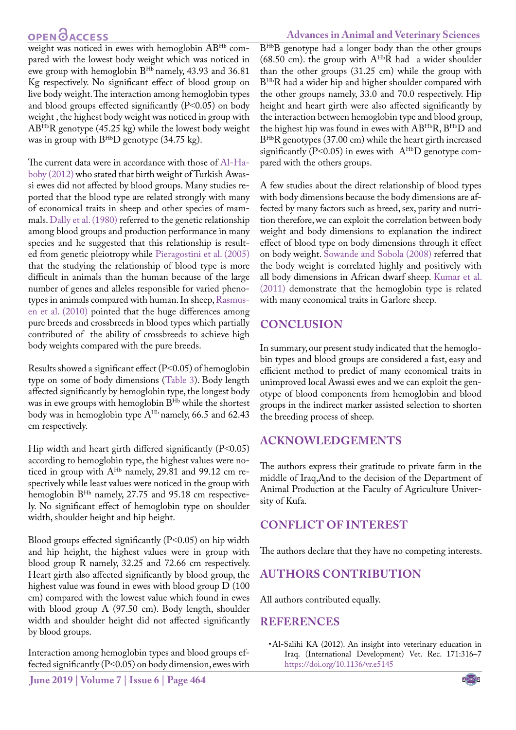weight was noticed in ewes with hemoglobin $AB^{Hb}$ compared with the lowest body weight which was noticed in ewe group with hemoglobin $B^{Hb}$ namely, 43.93 and 36.81 Kg respectively. No significant effect of blood group on live body weight. The interaction among hemoglobin types and blood groups effected significantly ($P<0.05$) on body weight , the highest body weight was noticed in group with $AB^{Hb}R$ genotype (45.25 kg) while the lowest body weight was in group with $B^{Hb}D$ genotype (34.75 kg).

The current data were in accordance with those of Al-Haboby (2012) who stated that birth weight of Turkish Awassi ewes did not affected by blood groups. Many studies reported that the blood type are related strongly with many of economical traits in sheep and other species of mammals. Dally et al. (1980) referred to the genetic relationship among blood groups and production performance in many species and he suggested that this relationship is resulted from genetic pleiotropy while Pieragostini et al. (2005) that the studying the relationship of blood type is more difficult in animals than the human because of the large number of genes and alleles responsible for varied phenotypes in animals compared with human. In sheep, Rasmusen et al. (2010) pointed that the huge differences among pure breeds and crossbreeds in blood types which partially contributed of the ability of crossbreeds to achieve high body weights compared with the pure breeds.

Results showed a significant effect ($P<0.05$) of hemoglobin type on some of body dimensions (Table 3). Body length affected significantly by hemoglobin type, the longest body was in ewe groups with hemoglobin $B^{Hb}$ while the shortest body was in hemoglobin type $A^{Hb}$ namely, 66.5 and 62.43 cm respectively.

Hip width and heart girth differed significantly ($P<0.05$) according to hemoglobin type, the highest values were noticed in group with $A^{Hb}$ namely, 29.81 and 99.12 cm respectively while least values were noticed in the group with hemoglobin $B^{Hb}$ namely, 27.75 and 95.18 cm respectively. No significant effect of hemoglobin type on shoulder width, shoulder height and hip height.

Blood groups effected significantly ($P<0.05$) on hip width and hip height, the highest values were in group with blood group R namely, 32.25 and 72.66 cm respectively. Heart girth also affected significantly by blood group, the highest value was found in ewes with blood group D (100 cm) compared with the lowest value which found in ewes with blood group A (97.50 cm). Body length, shoulder width and shoulder height did not affected significantly by blood groups.

Interaction among hemoglobin types and blood groups effected significantly ($P<0.05$) on body dimension, ewes with $B^{Hb}B$ genotype had a longer body than the other groups (68.50 cm). the group with $A^{Hb}R$ had a wider shoulder than the other groups (31.25 cm) while the group with $B^{Hb}R$ had a wider hip and higher shoulder compared with the other groups namely, 33.0 and 70.0 respectively. Hip height and heart girth were also affected significantly by the interaction between hemoglobin type and blood group, the highest hip was found in ewes with $AB^{Hb}R$, $B^{Hb}D$ and $B^{Hb}R$ genotypes (37.00 cm) while the heart girth increased significantly ($P<0.05$) in ewes with $A^{Hb}D$ genotype compared with the others groups.

A few studies about the direct relationship of blood types with body dimensions because the body dimensions are affected by many factors such as breed, sex, parity and nutrition therefore, we can exploit the correlation between body weight and body dimensions to explanation the indirect effect of blood type on body dimensions through it effect on body weight. Sowande and Sobola (2008) referred that the body weight is correlated highly and positively with all body dimensions in African dwarf sheep. Kumar et al. (2011) demonstrate that the hemoglobin type is related with many economical traits in Garlore sheep.

## CONCLUSION

In summary, our present study indicated that the hemoglobin types and blood groups are considered a fast, easy and efficient method to predict of many economical traits in unimproved local Awassi ewes and we can exploit the genotype of blood components from hemoglobin and blood groups in the indirect marker assisted selection to shorten the breeding process of sheep.

## ACKNOWLEDGEMENTS

The authors express their gratitude to private farm in the middle of Iraq,And to the decision of the Department of Animal Production at the Faculty of Agriculture University of Kufa.

## CONFLICT OF INTEREST

The authors declare that they have no competing interests.

## AUTHORS CONTRIBUTION

All authors contributed equally.

## REFERENCES

- Al-Salihi KA (2012). An insight into veterinary education in Iraq. (International Development) Vet. Rec. 171:316–7 https://doi.org/10.1136/vr.e5145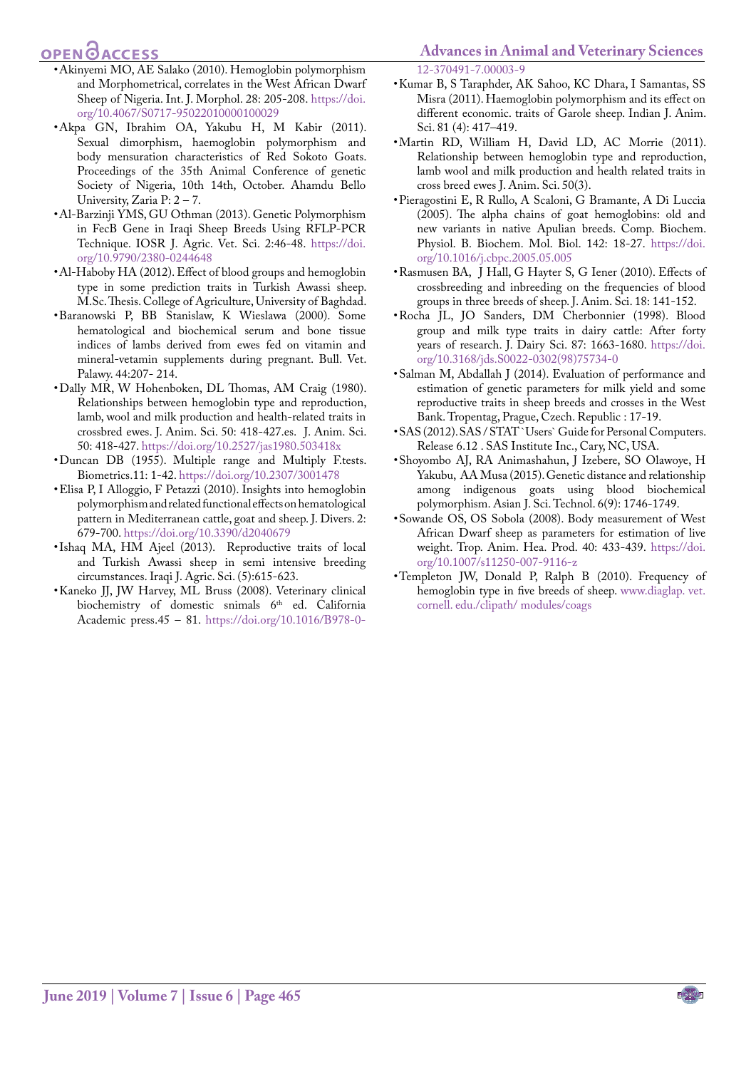- Akinyemi MO, AE Salako (2010). Hemoglobin polymorphism and Morphometrical, correlates in the West African Dwarf Sheep of Nigeria. Int. J. Morphol. 28: 205-208. https://doi.org/10.4067/S0717-95022010000100029
- Akpa GN, Ibrahim OA, Yakubu H, M Kabir (2011). Sexual dimorphism, haemoglobin polymorphism and body mensuration characteristics of Red Sokoto Goats. Proceedings of the 35th Animal Conference of genetic Society of Nigeria, 10th 14th, October. Ahamdu Bello University, Zaria P: 2 – 7.
- Al-Barzinji YMS, GU Othman (2013). Genetic Polymorphism in FecB Gene in Iraqi Sheep Breeds Using RFLP-PCR Technique. IOSR J. Agric. Vet. Sci. 2:46-48. https://doi.org/10.9790/2380-0244648
- Al-Haboby HA (2012). Effect of blood groups and hemoglobin type in some prediction traits in Turkish Awassi sheep. M.Sc. Thesis. College of Agriculture, University of Baghdad.
- Baranowski P, BB Stanislaw, K Wieslawa (2000). Some hematological and biochemical serum and bone tissue indices of lambs derived from ewes fed on vitamin and mineral-vetamin supplements during pregnant. Bull. Vet. Palawy. 44:207- 214.
- Dally MR, W Hohenboken, DL Thomas, AM Craig (1980). Relationships between hemoglobin type and reproduction, lamb, wool and milk production and health-related traits in crossbred ewes. J. Anim. Sci. 50: 418-427.es. J. Anim. Sci. 50: 418-427. https://doi.org/10.2527/jas1980.503418x
- Duncan DB (1955). Multiple range and Multiply F.tests. Biometrics.11: 1-42. https://doi.org/10.2307/3001478
- Elisa P, I Alloggio, F Petazzi (2010). Insights into hemoglobin polymorphism and related functional effects on hematological pattern in Mediterranean cattle, goat and sheep. J. Divers. 2: 679-700. https://doi.org/10.3390/d2040679
- Ishaq MA, HM Ajeel (2013). Reproductive traits of local and Turkish Awassi sheep in semi intensive breeding circumstances. Iraqi J. Agric. Sci. (5):615-623.
- Kaneko JJ, JW Harvey, ML Bruss (2008). Veterinary clinical biochemistry of domestic snimals 6th ed. California Academic press.45 – 81. https://doi.org/10.1016/B978-0-12-370491-7.00003-9
- Kumar B, S Taraphder, AK Sahoo, KC Dhara, I Samantas, SS Misra (2011). Haemoglobin polymorphism and its effect on different economic. traits of Garole sheep. Indian J. Anim. Sci. 81 (4): 417–419.
- Martin RD, William H, David LD, AC Morrie (2011). Relationship between hemoglobin type and reproduction, lamb wool and milk production and health related traits in cross breed ewes J. Anim. Sci. 50(3).
- Pieragostini E, R Rullo, A Scaloni, G Bramante, A Di Luccia (2005). The alpha chains of goat hemoglobins: old and new variants in native Apulian breeds. Comp. Biochem. Physiol. B. Biochem. Mol. Biol. 142: 18-27. https://doi.org/10.1016/j.cbpc.2005.05.005
- Rasmusen BA, J Hall, G Hayter S, G Iener (2010). Effects of crossbreeding and inbreeding on the frequencies of blood groups in three breeds of sheep. J. Anim. Sci. 18: 141-152.
- Rocha JL, JO Sanders, DM Cherbonnier (1998). Blood group and milk type traits in dairy cattle: After forty years of research. J. Dairy Sci. 87: 1663-1680. https://doi.org/10.3168/jds.S0022-0302(98)75734-0
- Salman M, Abdallah J (2014). Evaluation of performance and estimation of genetic parameters for milk yield and some reproductive traits in sheep breeds and crosses in the West Bank. Tropentag, Prague, Czech. Republic : 17-19.
- SAS (2012). SAS / STAT `Users` Guide for Personal Computers. Release 6.12 . SAS Institute Inc., Cary, NC, USA.
- Shoyombo AJ, RA Animashahun, J Izebere, SO Olawoye, H Yakubu, AA Musa (2015). Genetic distance and relationship among indigenous goats using blood biochemical polymorphism. Asian J. Sci. Technol. 6(9): 1746-1749.
- Sowande OS, OS Sobola (2008). Body measurement of West African Dwarf sheep as parameters for estimation of live weight. Trop. Anim. Hea. Prod. 40: 433-439. https://doi.org/10.1007/s11250-007-9116-z
- Templeton JW, Donald P, Ralph B (2010). Frequency of hemoglobin type in five breeds of sheep. www.diaglap. vet. cornell. edu./clipath/ modules/coags